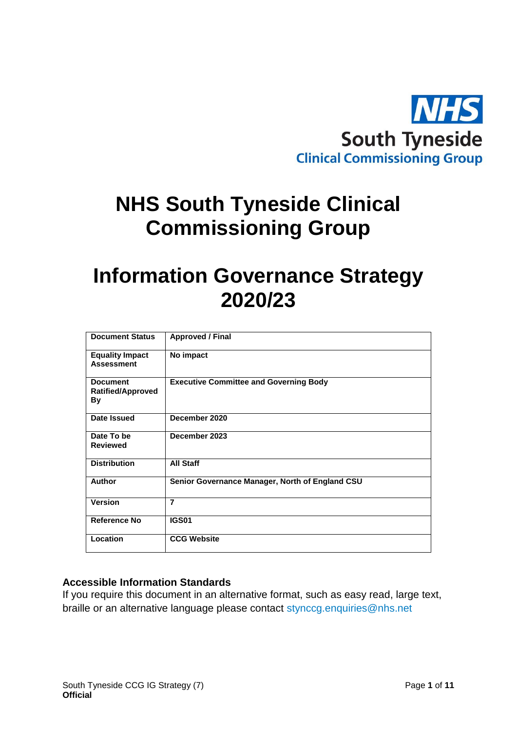NHS
South Tyneside
Clinical Commissioning Group

# NHS South Tyneside Clinical Commissioning Group

# Information Governance Strategy 2020/23

| **Document Status** | **Approved / Final** |
|---|---|
| **Equality Impact Assessment** | **No impact** |
| **Document Ratified/Approved By** | **Executive Committee and Governing Body** |
| **Date Issued** | **December 2020** |
| **Date To be Reviewed** | **December 2023** |
| **Distribution** | **All Staff** |
| **Author** | **Senior Governance Manager, North of England CSU** |
| **Version** | **7** |
| **Reference No** | **IGS01** |
| **Location** | **CCG Website** |

**Accessible Information Standards**

If you require this document in an alternative format, such as easy read, large text, braille or an alternative language please contact stynccg.enquiries@nhs.net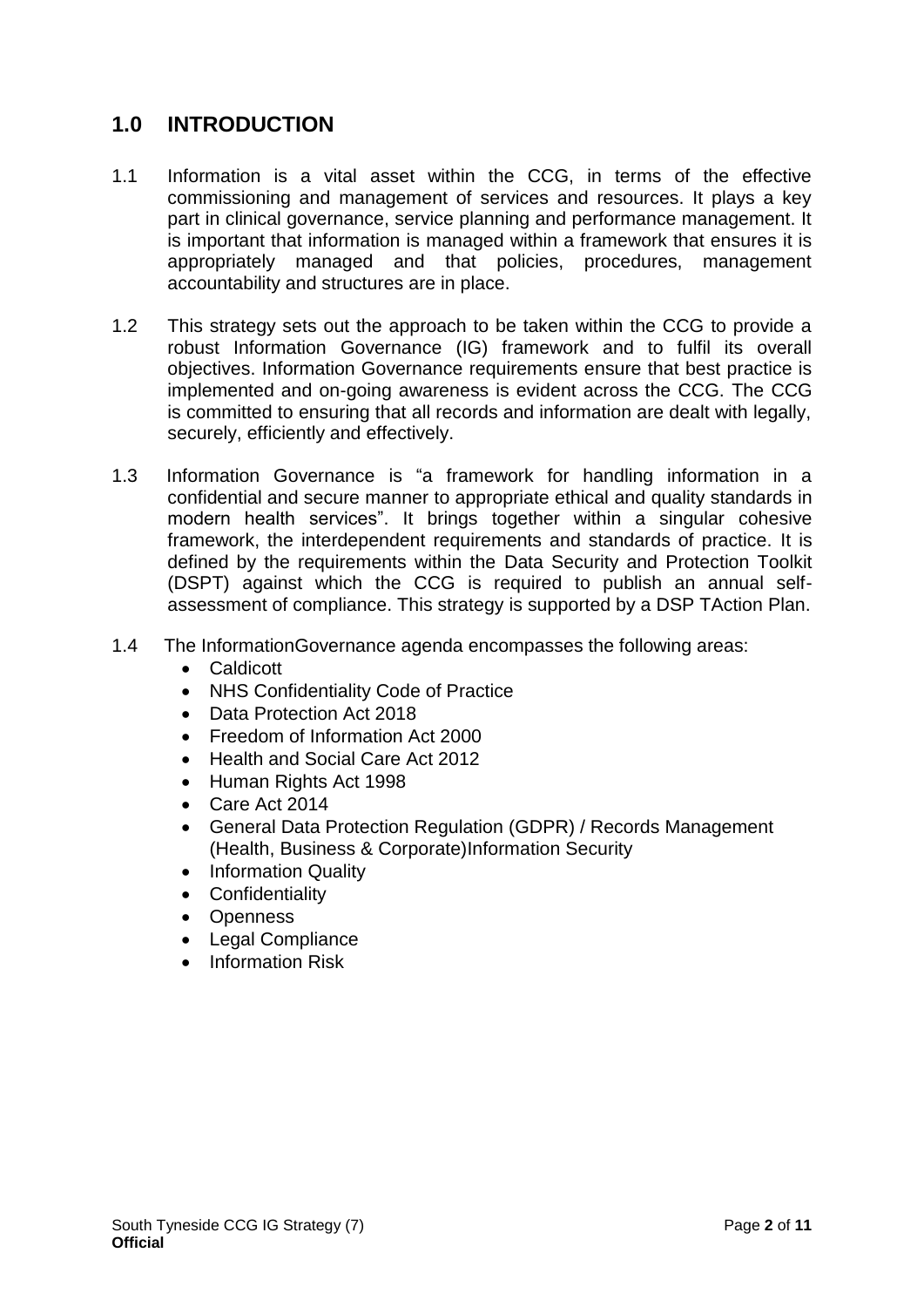## 1.0 INTRODUCTION

1.1 Information is a vital asset within the CCG, in terms of the effective commissioning and management of services and resources. It plays a key part in clinical governance, service planning and performance management. It is important that information is managed within a framework that ensures it is appropriately managed and that policies, procedures, management accountability and structures are in place.

1.2 This strategy sets out the approach to be taken within the CCG to provide a robust Information Governance (IG) framework and to fulfil its overall objectives. Information Governance requirements ensure that best practice is implemented and on-going awareness is evident across the CCG. The CCG is committed to ensuring that all records and information are dealt with legally, securely, efficiently and effectively.

1.3 Information Governance is "a framework for handling information in a confidential and secure manner to appropriate ethical and quality standards in modern health services". It brings together within a singular cohesive framework, the interdependent requirements and standards of practice. It is defined by the requirements within the Data Security and Protection Toolkit (DSPT) against which the CCG is required to publish an annual self-assessment of compliance. This strategy is supported by a DSP TAction Plan.

1.4 The InformationGovernance agenda encompasses the following areas:

- Caldicott
- NHS Confidentiality Code of Practice
- Data Protection Act 2018
- Freedom of Information Act 2000
- Health and Social Care Act 2012
- Human Rights Act 1998
- Care Act 2014
- General Data Protection Regulation (GDPR) / Records Management (Health, Business & Corporate)Information Security
- Information Quality
- Confidentiality
- Openness
- Legal Compliance
- Information Risk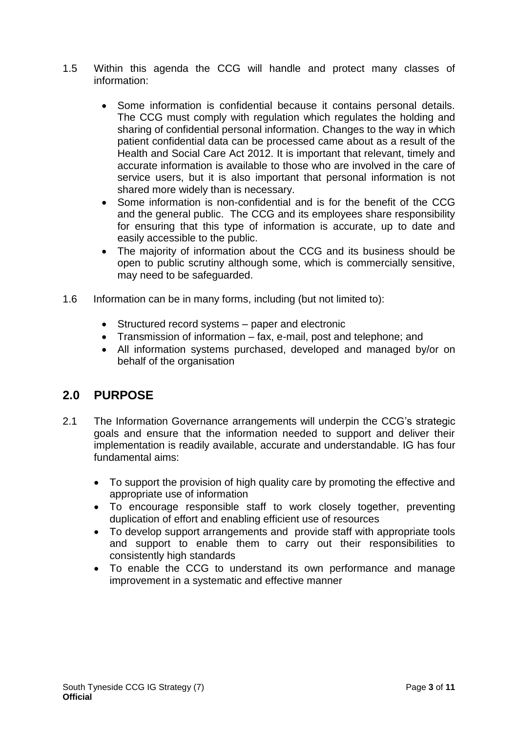1.5 Within this agenda the CCG will handle and protect many classes of information:

- Some information is confidential because it contains personal details. The CCG must comply with regulation which regulates the holding and sharing of confidential personal information. Changes to the way in which patient confidential data can be processed came about as a result of the Health and Social Care Act 2012. It is important that relevant, timely and accurate information is available to those who are involved in the care of service users, but it is also important that personal information is not shared more widely than is necessary.
- Some information is non-confidential and is for the benefit of the CCG and the general public. The CCG and its employees share responsibility for ensuring that this type of information is accurate, up to date and easily accessible to the public.
- The majority of information about the CCG and its business should be open to public scrutiny although some, which is commercially sensitive, may need to be safeguarded.

1.6 Information can be in many forms, including (but not limited to):

- Structured record systems – paper and electronic
- Transmission of information – fax, e-mail, post and telephone; and
- All information systems purchased, developed and managed by/or on behalf of the organisation

## 2.0 PURPOSE

2.1 The Information Governance arrangements will underpin the CCG's strategic goals and ensure that the information needed to support and deliver their implementation is readily available, accurate and understandable. IG has four fundamental aims:

- To support the provision of high quality care by promoting the effective and appropriate use of information
- To encourage responsible staff to work closely together, preventing duplication of effort and enabling efficient use of resources
- To develop support arrangements and provide staff with appropriate tools and support to enable them to carry out their responsibilities to consistently high standards
- To enable the CCG to understand its own performance and manage improvement in a systematic and effective manner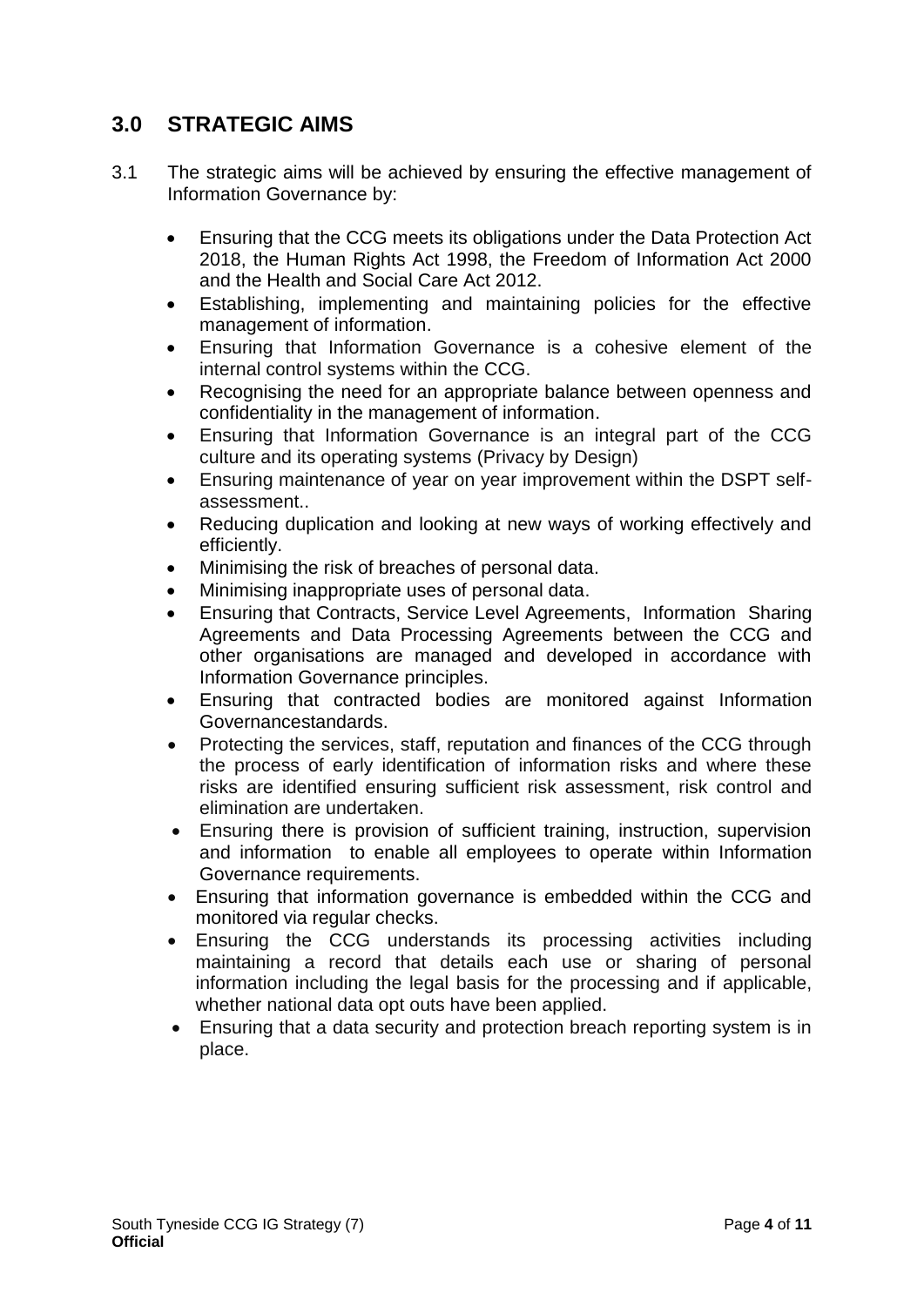## 3.0 STRATEGIC AIMS

3.1 The strategic aims will be achieved by ensuring the effective management of Information Governance by:

- Ensuring that the CCG meets its obligations under the Data Protection Act 2018, the Human Rights Act 1998, the Freedom of Information Act 2000 and the Health and Social Care Act 2012.
- Establishing, implementing and maintaining policies for the effective management of information.
- Ensuring that Information Governance is a cohesive element of the internal control systems within the CCG.
- Recognising the need for an appropriate balance between openness and confidentiality in the management of information.
- Ensuring that Information Governance is an integral part of the CCG culture and its operating systems (Privacy by Design)
- Ensuring maintenance of year on year improvement within the DSPT self-assessment..
- Reducing duplication and looking at new ways of working effectively and efficiently.
- Minimising the risk of breaches of personal data.
- Minimising inappropriate uses of personal data.
- Ensuring that Contracts, Service Level Agreements, Information Sharing Agreements and Data Processing Agreements between the CCG and other organisations are managed and developed in accordance with Information Governance principles.
- Ensuring that contracted bodies are monitored against Information Governancestandards.
- Protecting the services, staff, reputation and finances of the CCG through the process of early identification of information risks and where these risks are identified ensuring sufficient risk assessment, risk control and elimination are undertaken.
- Ensuring there is provision of sufficient training, instruction, supervision and information to enable all employees to operate within Information Governance requirements.
- Ensuring that information governance is embedded within the CCG and monitored via regular checks.
- Ensuring the CCG understands its processing activities including maintaining a record that details each use or sharing of personal information including the legal basis for the processing and if applicable, whether national data opt outs have been applied.
- Ensuring that a data security and protection breach reporting system is in place.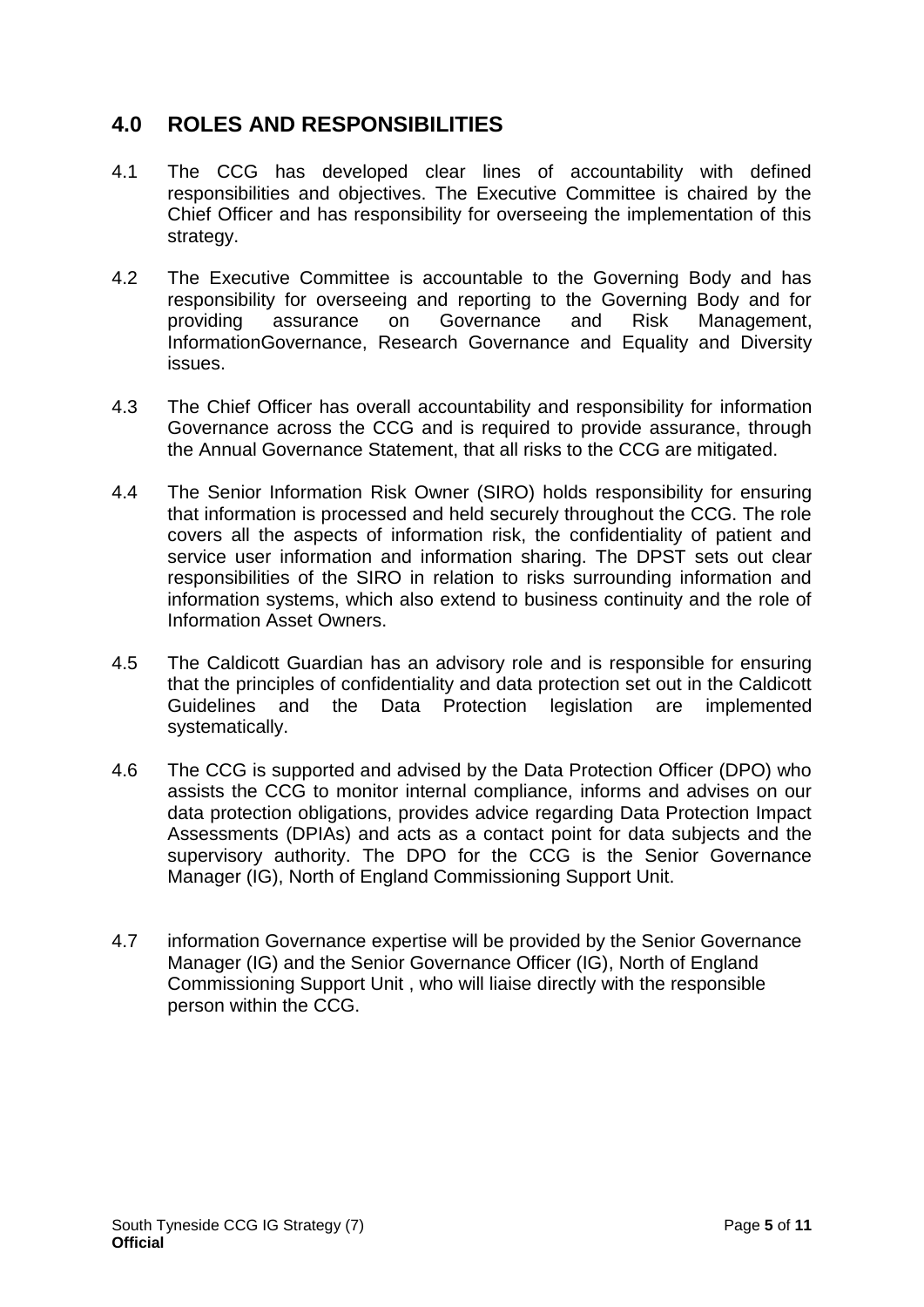## 4.0 ROLES AND RESPONSIBILITIES

4.1 The CCG has developed clear lines of accountability with defined responsibilities and objectives. The Executive Committee is chaired by the Chief Officer and has responsibility for overseeing the implementation of this strategy.

4.2 The Executive Committee is accountable to the Governing Body and has responsibility for overseeing and reporting to the Governing Body and for providing assurance on Governance and Risk Management, InformationGovernance, Research Governance and Equality and Diversity issues.

4.3 The Chief Officer has overall accountability and responsibility for information Governance across the CCG and is required to provide assurance, through the Annual Governance Statement, that all risks to the CCG are mitigated.

4.4 The Senior Information Risk Owner (SIRO) holds responsibility for ensuring that information is processed and held securely throughout the CCG. The role covers all the aspects of information risk, the confidentiality of patient and service user information and information sharing. The DPST sets out clear responsibilities of the SIRO in relation to risks surrounding information and information systems, which also extend to business continuity and the role of Information Asset Owners.

4.5 The Caldicott Guardian has an advisory role and is responsible for ensuring that the principles of confidentiality and data protection set out in the Caldicott Guidelines and the Data Protection legislation are implemented systematically.

4.6 The CCG is supported and advised by the Data Protection Officer (DPO) who assists the CCG to monitor internal compliance, informs and advises on our data protection obligations, provides advice regarding Data Protection Impact Assessments (DPIAs) and acts as a contact point for data subjects and the supervisory authority. The DPO for the CCG is the Senior Governance Manager (IG), North of England Commissioning Support Unit.

4.7 information Governance expertise will be provided by the Senior Governance Manager (IG) and the Senior Governance Officer (IG), North of England Commissioning Support Unit , who will liaise directly with the responsible person within the CCG.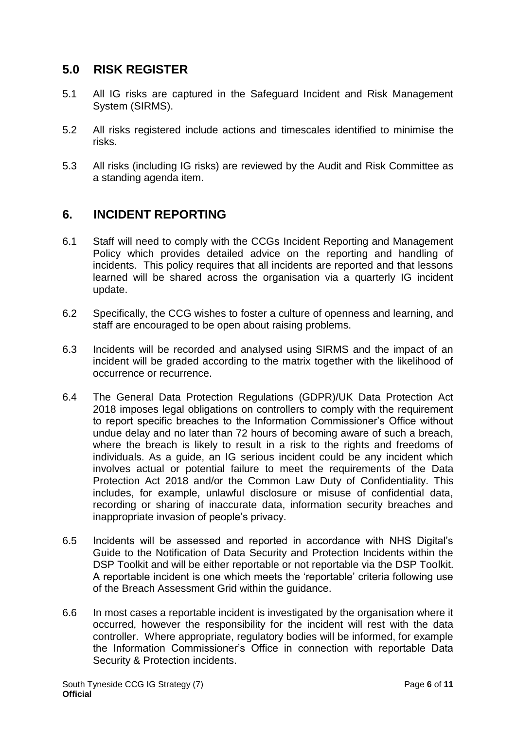## 5.0 RISK REGISTER

5.1 All IG risks are captured in the Safeguard Incident and Risk Management System (SIRMS).

5.2 All risks registered include actions and timescales identified to minimise the risks.

5.3 All risks (including IG risks) are reviewed by the Audit and Risk Committee as a standing agenda item.

## 6. INCIDENT REPORTING

6.1 Staff will need to comply with the CCGs Incident Reporting and Management Policy which provides detailed advice on the reporting and handling of incidents. This policy requires that all incidents are reported and that lessons learned will be shared across the organisation via a quarterly IG incident update.

6.2 Specifically, the CCG wishes to foster a culture of openness and learning, and staff are encouraged to be open about raising problems.

6.3 Incidents will be recorded and analysed using SIRMS and the impact of an incident will be graded according to the matrix together with the likelihood of occurrence or recurrence.

6.4 The General Data Protection Regulations (GDPR)/UK Data Protection Act 2018 imposes legal obligations on controllers to comply with the requirement to report specific breaches to the Information Commissioner's Office without undue delay and no later than 72 hours of becoming aware of such a breach, where the breach is likely to result in a risk to the rights and freedoms of individuals. As a guide, an IG serious incident could be any incident which involves actual or potential failure to meet the requirements of the Data Protection Act 2018 and/or the Common Law Duty of Confidentiality. This includes, for example, unlawful disclosure or misuse of confidential data, recording or sharing of inaccurate data, information security breaches and inappropriate invasion of people's privacy.

6.5 Incidents will be assessed and reported in accordance with NHS Digital's Guide to the Notification of Data Security and Protection Incidents within the DSP Toolkit and will be either reportable or not reportable via the DSP Toolkit. A reportable incident is one which meets the 'reportable' criteria following use of the Breach Assessment Grid within the guidance.

6.6 In most cases a reportable incident is investigated by the organisation where it occurred, however the responsibility for the incident will rest with the data controller. Where appropriate, regulatory bodies will be informed, for example the Information Commissioner's Office in connection with reportable Data Security & Protection incidents.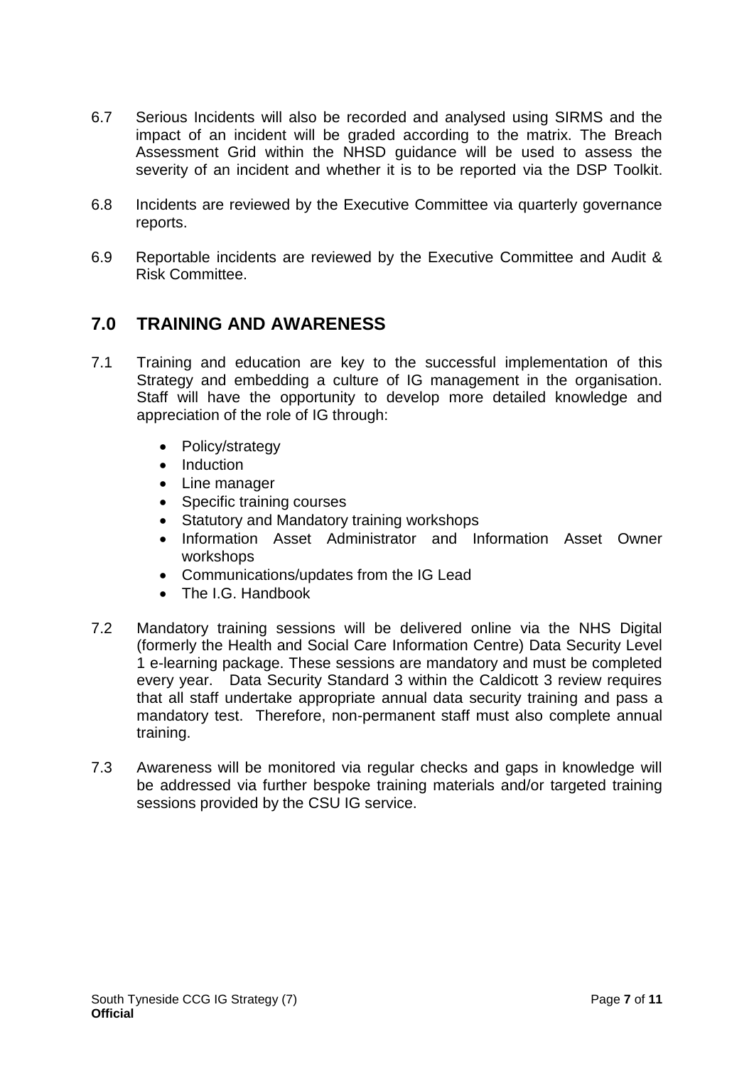6.7 Serious Incidents will also be recorded and analysed using SIRMS and the impact of an incident will be graded according to the matrix. The Breach Assessment Grid within the NHSD guidance will be used to assess the severity of an incident and whether it is to be reported via the DSP Toolkit.

6.8 Incidents are reviewed by the Executive Committee via quarterly governance reports.

6.9 Reportable incidents are reviewed by the Executive Committee and Audit & Risk Committee.

## 7.0 TRAINING AND AWARENESS

7.1 Training and education are key to the successful implementation of this Strategy and embedding a culture of IG management in the organisation. Staff will have the opportunity to develop more detailed knowledge and appreciation of the role of IG through:

- Policy/strategy
- Induction
- Line manager
- Specific training courses
- Statutory and Mandatory training workshops
- Information Asset Administrator and Information Asset Owner workshops
- Communications/updates from the IG Lead
- The I.G. Handbook

7.2 Mandatory training sessions will be delivered online via the NHS Digital (formerly the Health and Social Care Information Centre) Data Security Level 1 e-learning package. These sessions are mandatory and must be completed every year. Data Security Standard 3 within the Caldicott 3 review requires that all staff undertake appropriate annual data security training and pass a mandatory test. Therefore, non-permanent staff must also complete annual training.

7.3 Awareness will be monitored via regular checks and gaps in knowledge will be addressed via further bespoke training materials and/or targeted training sessions provided by the CSU IG service.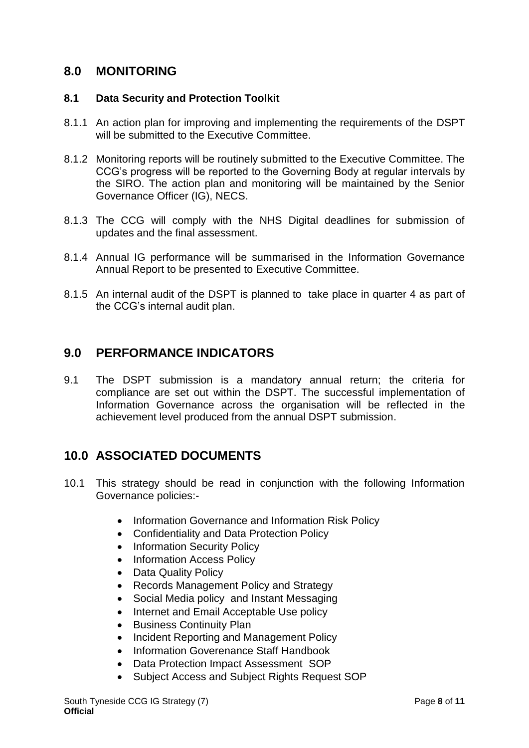## 8.0 MONITORING

### 8.1 Data Security and Protection Toolkit

8.1.1 An action plan for improving and implementing the requirements of the DSPT will be submitted to the Executive Committee.

8.1.2 Monitoring reports will be routinely submitted to the Executive Committee. The CCG's progress will be reported to the Governing Body at regular intervals by the SIRO. The action plan and monitoring will be maintained by the Senior Governance Officer (IG), NECS.

8.1.3 The CCG will comply with the NHS Digital deadlines for submission of updates and the final assessment.

8.1.4 Annual IG performance will be summarised in the Information Governance Annual Report to be presented to Executive Committee.

8.1.5 An internal audit of the DSPT is planned to take place in quarter 4 as part of the CCG's internal audit plan.

## 9.0 PERFORMANCE INDICATORS

9.1 The DSPT submission is a mandatory annual return; the criteria for compliance are set out within the DSPT. The successful implementation of Information Governance across the organisation will be reflected in the achievement level produced from the annual DSPT submission.

## 10.0 ASSOCIATED DOCUMENTS

10.1 This strategy should be read in conjunction with the following Information Governance policies:-

- Information Governance and Information Risk Policy
- Confidentiality and Data Protection Policy
- Information Security Policy
- Information Access Policy
- Data Quality Policy
- Records Management Policy and Strategy
- Social Media policy and Instant Messaging
- Internet and Email Acceptable Use policy
- Business Continuity Plan
- Incident Reporting and Management Policy
- Information Goverenance Staff Handbook
- Data Protection Impact Assessment SOP
- Subject Access and Subject Rights Request SOP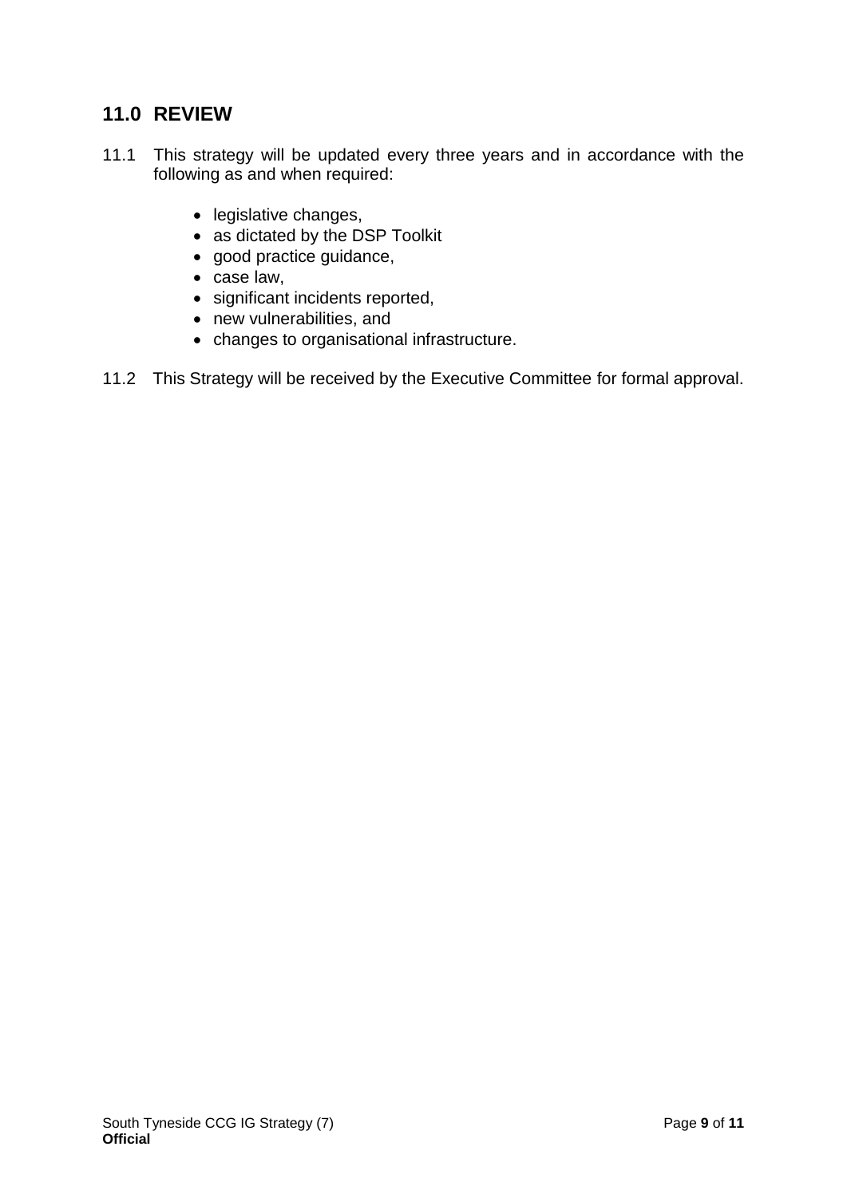## 11.0 REVIEW

11.1 This strategy will be updated every three years and in accordance with the following as and when required:

- legislative changes,
- as dictated by the DSP Toolkit
- good practice guidance,
- case law,
- significant incidents reported,
- new vulnerabilities, and
- changes to organisational infrastructure.

11.2 This Strategy will be received by the Executive Committee for formal approval.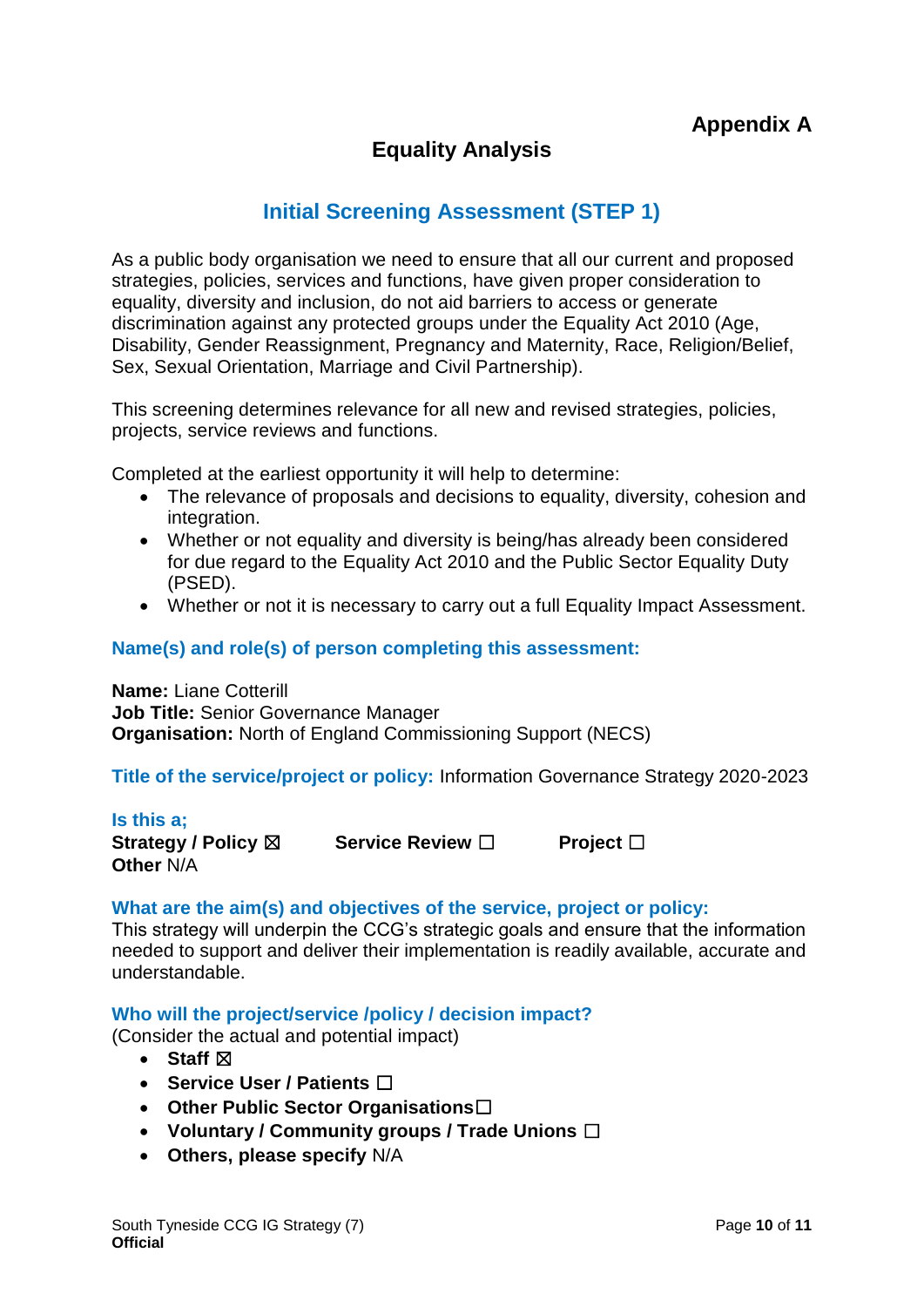**Appendix A**

# Equality Analysis

## Initial Screening Assessment (STEP 1)

As a public body organisation we need to ensure that all our current and proposed strategies, policies, services and functions, have given proper consideration to equality, diversity and inclusion, do not aid barriers to access or generate discrimination against any protected groups under the Equality Act 2010 (Age, Disability, Gender Reassignment, Pregnancy and Maternity, Race, Religion/Belief, Sex, Sexual Orientation, Marriage and Civil Partnership).

This screening determines relevance for all new and revised strategies, policies, projects, service reviews and functions.

Completed at the earliest opportunity it will help to determine:

- The relevance of proposals and decisions to equality, diversity, cohesion and integration.
- Whether or not equality and diversity is being/has already been considered for due regard to the Equality Act 2010 and the Public Sector Equality Duty (PSED).
- Whether or not it is necessary to carry out a full Equality Impact Assessment.

### Name(s) and role(s) of person completing this assessment:

**Name:** Liane Cotterill
**Job Title:** Senior Governance Manager
**Organisation:** North of England Commissioning Support (NECS)

**Title of the service/project or policy:** Information Governance Strategy 2020-2023

**Is this a;**
**Strategy / Policy** ☒ **Service Review** ☐ **Project** ☐
**Other** N/A

### What are the aim(s) and objectives of the service, project or policy:

This strategy will underpin the CCG's strategic goals and ensure that the information needed to support and deliver their implementation is readily available, accurate and understandable.

### Who will the project/service /policy / decision impact?

(Consider the actual and potential impact)

- **Staff** ☒
- **Service User / Patients** ☐
- **Other Public Sector Organisations** ☐
- **Voluntary / Community groups / Trade Unions** ☐
- **Others, please specify** N/A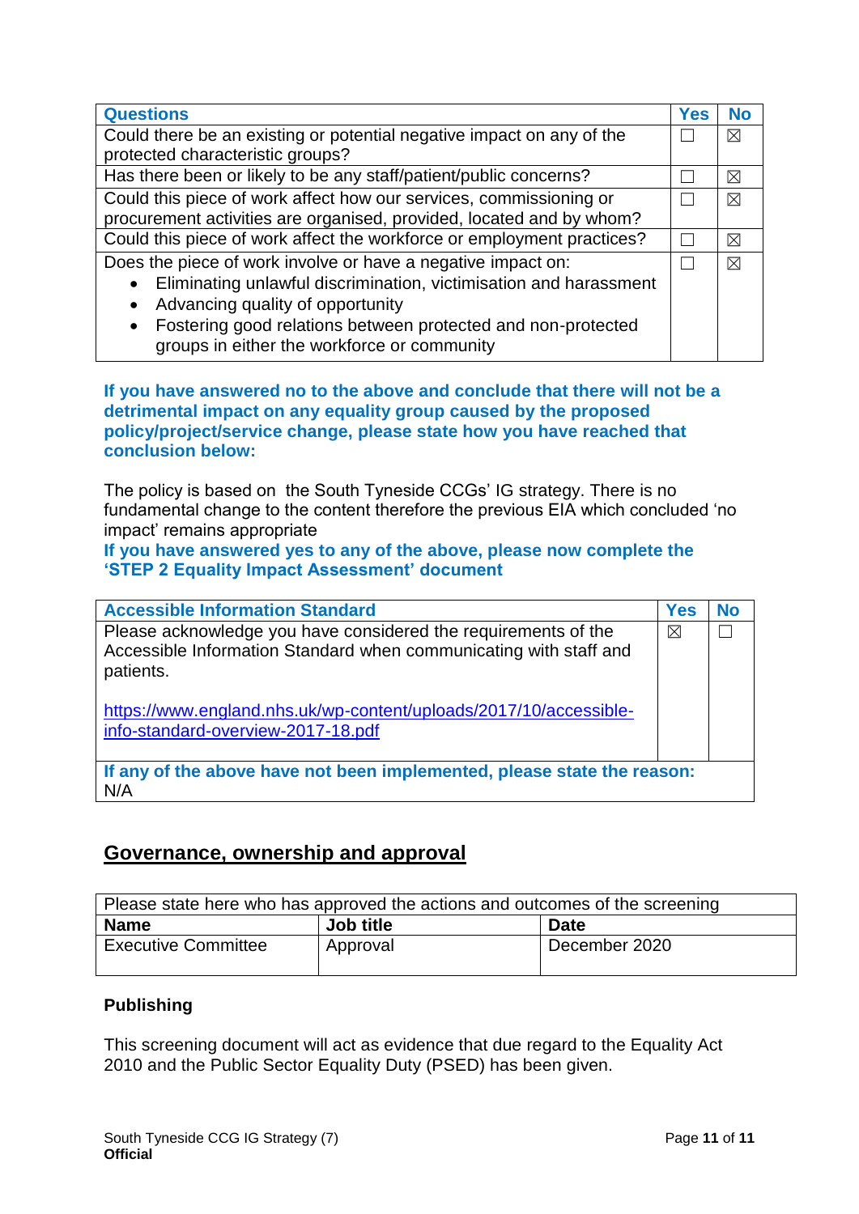| Questions | Yes | No |
|---|---|---|
| Could there be an existing or potential negative impact on any of the protected characteristic groups? | ☐ | ☒ |
| Has there been or likely to be any staff/patient/public concerns? | ☐ | ☒ |
| Could this piece of work affect how our services, commissioning or procurement activities are organised, provided, located and by whom? | ☐ | ☒ |
| Could this piece of work affect the workforce or employment practices? | ☐ | ☒ |
| Does the piece of work involve or have a negative impact on:<br>• Eliminating unlawful discrimination, victimisation and harassment<br>• Advancing quality of opportunity<br>• Fostering good relations between protected and non-protected groups in either the workforce or community | ☐ | ☒ |

**If you have answered no to the above and conclude that there will not be a detrimental impact on any equality group caused by the proposed policy/project/service change, please state how you have reached that conclusion below:**

The policy is based on the South Tyneside CCGs' IG strategy. There is no fundamental change to the content therefore the previous EIA which concluded 'no impact' remains appropriate

**If you have answered yes to any of the above, please now complete the 'STEP 2 Equality Impact Assessment' document**

| Accessible Information Standard | Yes | No |
|---|---|---|
| Please acknowledge you have considered the requirements of the Accessible Information Standard when communicating with staff and patients.<br><br>https://www.england.nhs.uk/wp-content/uploads/2017/10/accessible-info-standard-overview-2017-18.pdf | ☒ | ☐ |
| **If any of the above have not been implemented, please state the reason:**<br>N/A | | |

## Governance, ownership and approval

| Please state here who has approved the actions and outcomes of the screening | | |
|---|---|---|
| **Name** | **Job title** | **Date** |
| Executive Committee | Approval | December 2020 |

**Publishing**

This screening document will act as evidence that due regard to the Equality Act 2010 and the Public Sector Equality Duty (PSED) has been given.